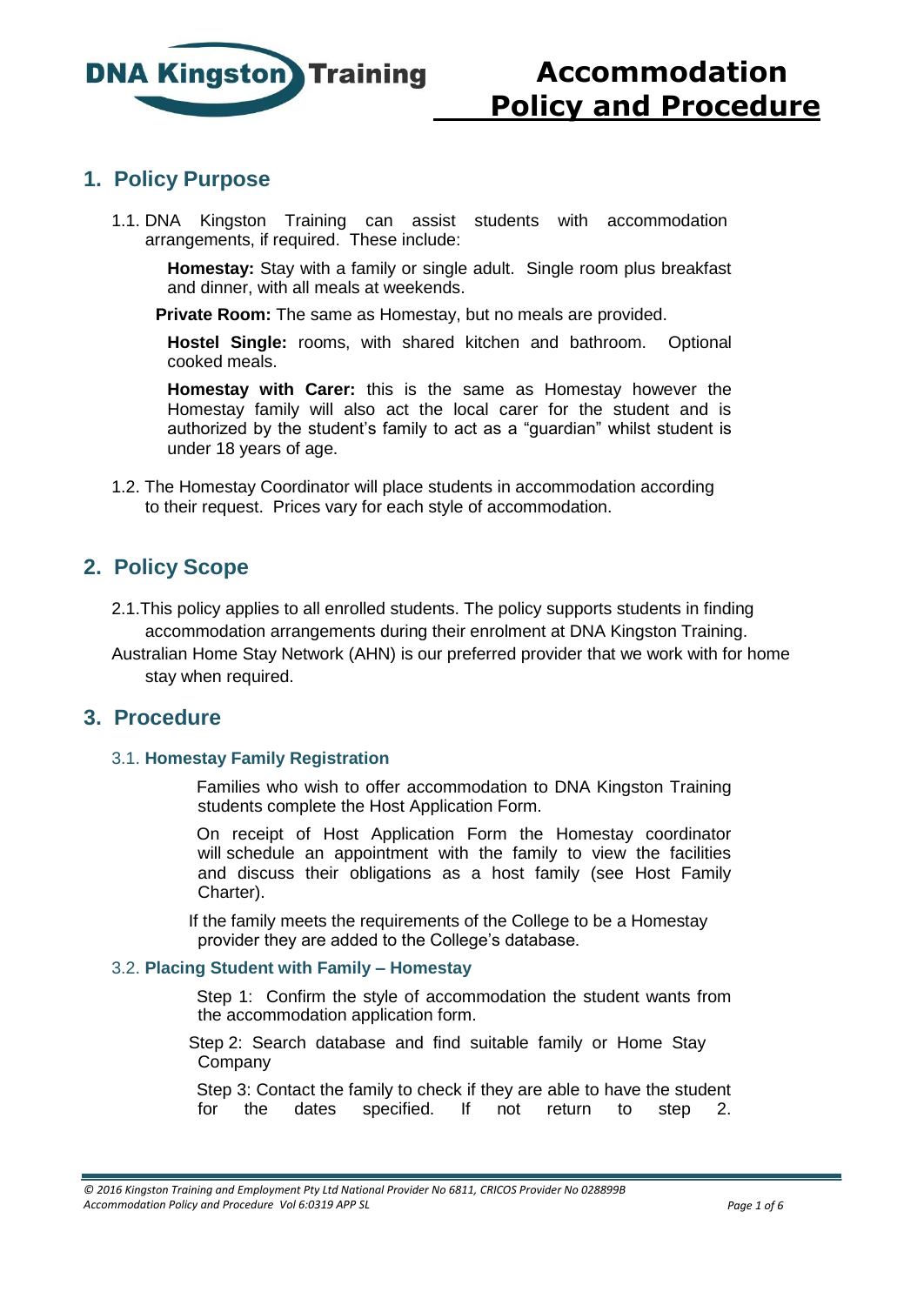# Accommodation Policy and Procedure

## 1. Policy Purpose

1.1. DNA Kingston Training can assist students with accommodation arrangements, if required. These include:

**Homestay:** Stay with a family or single adult. Single room plus breakfast and dinner, with all meals at weekends.

**Private Room:** The same as Homestay, but no meals are provided.

**Hostel Single:** rooms, with shared kitchen and bathroom. Optional cooked meals.

**Homestay with Carer:** this is the same as Homestay however the Homestay family will also act the local carer for the student and is authorized by the student's family to act as a "guardian" whilst student is under 18 years of age.

1.2. The Homestay Coordinator will place students in accommodation according to their request. Prices vary for each style of accommodation.

## 2. Policy Scope

2.1. This policy applies to all enrolled students. The policy supports students in finding accommodation arrangements during their enrolment at DNA Kingston Training.

Australian Home Stay Network (AHN) is our preferred provider that we work with for home stay when required.

## 3. Procedure

### 3.1. Homestay Family Registration

Families who wish to offer accommodation to DNA Kingston Training students complete the Host Application Form.

On receipt of Host Application Form the Homestay coordinator will schedule an appointment with the family to view the facilities and discuss their obligations as a host family (see Host Family Charter).

If the family meets the requirements of the College to be a Homestay provider they are added to the College's database.

### 3.2. Placing Student with Family – Homestay

Step 1: Confirm the style of accommodation the student wants from the accommodation application form.

Step 2: Search database and find suitable family or Home Stay Company

Step 3: Contact the family to check if they are able to have the student for the dates specified. If not return to step 2.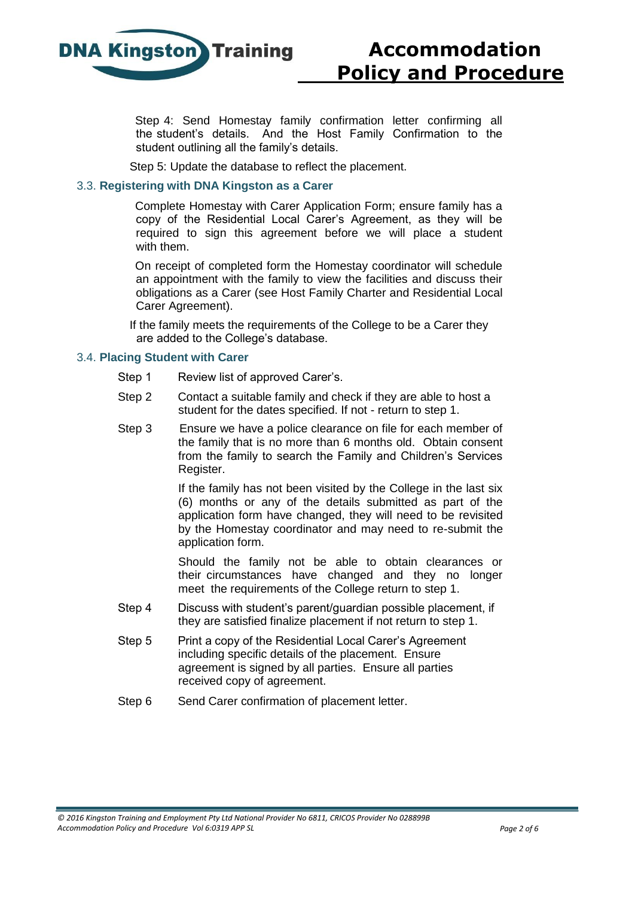Step 4: Send Homestay family confirmation letter confirming all the student's details. And the Host Family Confirmation to the student outlining all the family's details.

Step 5: Update the database to reflect the placement.

### 3.3. Registering with DNA Kingston as a Carer

Complete Homestay with Carer Application Form; ensure family has a copy of the Residential Local Carer's Agreement, as they will be required to sign this agreement before we will place a student with them.

On receipt of completed form the Homestay coordinator will schedule an appointment with the family to view the facilities and discuss their obligations as a Carer (see Host Family Charter and Residential Local Carer Agreement).

If the family meets the requirements of the College to be a Carer they are added to the College's database.

### 3.4. Placing Student with Carer

Step 1 Review list of approved Carer's.

Step 2 Contact a suitable family and check if they are able to host a student for the dates specified. If not - return to step 1.

Step 3 Ensure we have a police clearance on file for each member of the family that is no more than 6 months old. Obtain consent from the family to search the Family and Children's Services Register.

If the family has not been visited by the College in the last six (6) months or any of the details submitted as part of the application form have changed, they will need to be revisited by the Homestay coordinator and may need to re-submit the application form.

Should the family not be able to obtain clearances or their circumstances have changed and they no longer meet the requirements of the College return to step 1.

Step 4 Discuss with student's parent/guardian possible placement, if they are satisfied finalize placement if not return to step 1.

Step 5 Print a copy of the Residential Local Carer's Agreement including specific details of the placement. Ensure agreement is signed by all parties. Ensure all parties received copy of agreement.

Step 6 Send Carer confirmation of placement letter.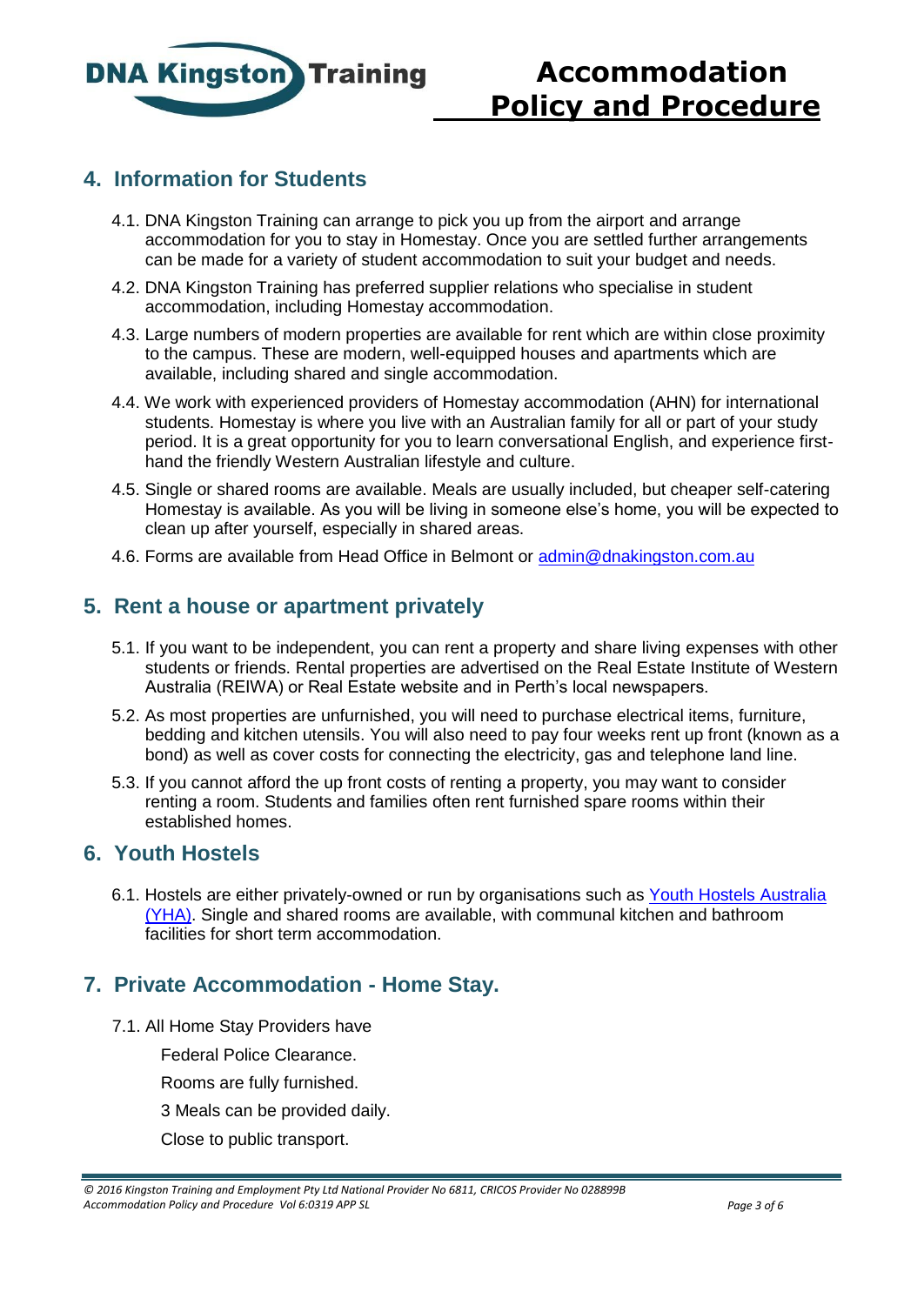## 4. Information for Students

4.1. DNA Kingston Training can arrange to pick you up from the airport and arrange accommodation for you to stay in Homestay. Once you are settled further arrangements can be made for a variety of student accommodation to suit your budget and needs.

4.2. DNA Kingston Training has preferred supplier relations who specialise in student accommodation, including Homestay accommodation.

4.3. Large numbers of modern properties are available for rent which are within close proximity to the campus. These are modern, well-equipped houses and apartments which are available, including shared and single accommodation.

4.4. We work with experienced providers of Homestay accommodation (AHN) for international students. Homestay is where you live with an Australian family for all or part of your study period. It is a great opportunity for you to learn conversational English, and experience first-hand the friendly Western Australian lifestyle and culture.

4.5. Single or shared rooms are available. Meals are usually included, but cheaper self-catering Homestay is available. As you will be living in someone else's home, you will be expected to clean up after yourself, especially in shared areas.

4.6. Forms are available from Head Office in Belmont or admin@dnakingston.com.au

## 5. Rent a house or apartment privately

5.1. If you want to be independent, you can rent a property and share living expenses with other students or friends. Rental properties are advertised on the Real Estate Institute of Western Australia (REIWA) or Real Estate website and in Perth's local newspapers.

5.2. As most properties are unfurnished, you will need to purchase electrical items, furniture, bedding and kitchen utensils. You will also need to pay four weeks rent up front (known as a bond) as well as cover costs for connecting the electricity, gas and telephone land line.

5.3. If you cannot afford the up front costs of renting a property, you may want to consider renting a room. Students and families often rent furnished spare rooms within their established homes.

## 6. Youth Hostels

6.1. Hostels are either privately-owned or run by organisations such as Youth Hostels Australia (YHA). Single and shared rooms are available, with communal kitchen and bathroom facilities for short term accommodation.

## 7. Private Accommodation - Home Stay.

7.1. All Home Stay Providers have

Federal Police Clearance.

Rooms are fully furnished.

3 Meals can be provided daily.

Close to public transport.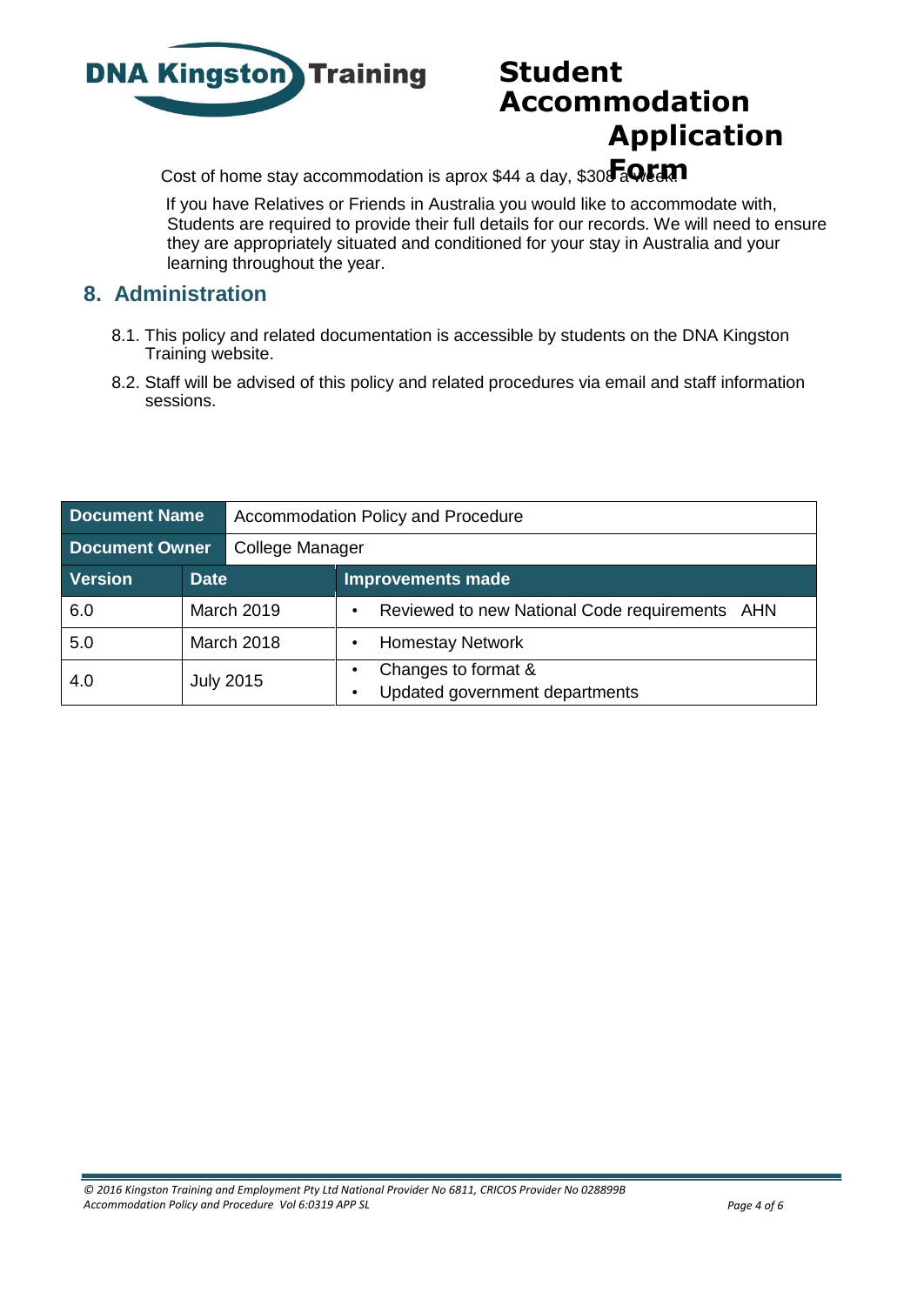Cost of home stay accommodation is aprox $44 a day, $308 a week.

If you have Relatives or Friends in Australia you would like to accommodate with, Students are required to provide their full details for our records. We will need to ensure they are appropriately situated and conditioned for your stay in Australia and your learning throughout the year.

## 8. Administration

8.1. This policy and related documentation is accessible by students on the DNA Kingston Training website.

8.2. Staff will be advised of this policy and related procedures via email and staff information sessions.

| **Document Name** | Accommodation Policy and Procedure | |
|---|---|---|
| **Document Owner** | College Manager | |
| **Version** | **Date** | **Improvements made** |
| 6.0 | March 2019 | • Reviewed to new National Code requirements AHN |
| 5.0 | March 2018 | • Homestay Network |
| 4.0 | July 2015 | • Changes to format & <br> • Updated government departments |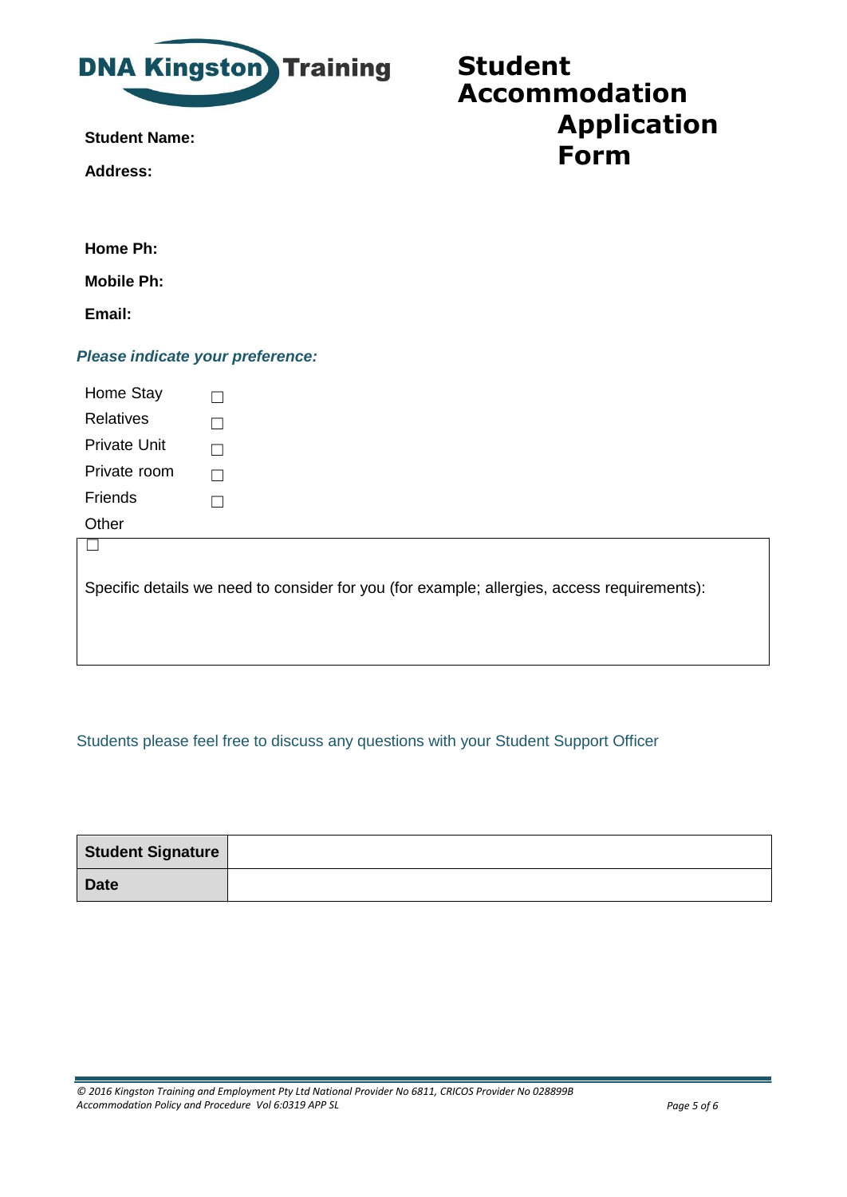DNA Kingston Training

# Student Accommodation Application Form

**Student Name:**

**Address:**

**Home Ph:**

**Mobile Ph:**

**Email:**

***Please indicate your preference:***

- Home Stay ☐
- Relatives ☐
- Private Unit ☐
- Private room ☐
- Friends ☐
- Other ☐

Specific details we need to consider for you (for example; allergies, access requirements):

Students please feel free to discuss any questions with your Student Support Officer

| | |
|---|---|
| **Student Signature** | |
| **Date** | |

*© 2016 Kingston Training and Employment Pty Ltd National Provider No 6811, CRICOS Provider No 028899B*
*Accommodation Policy and Procedure Vol 6:0319 APP SL*